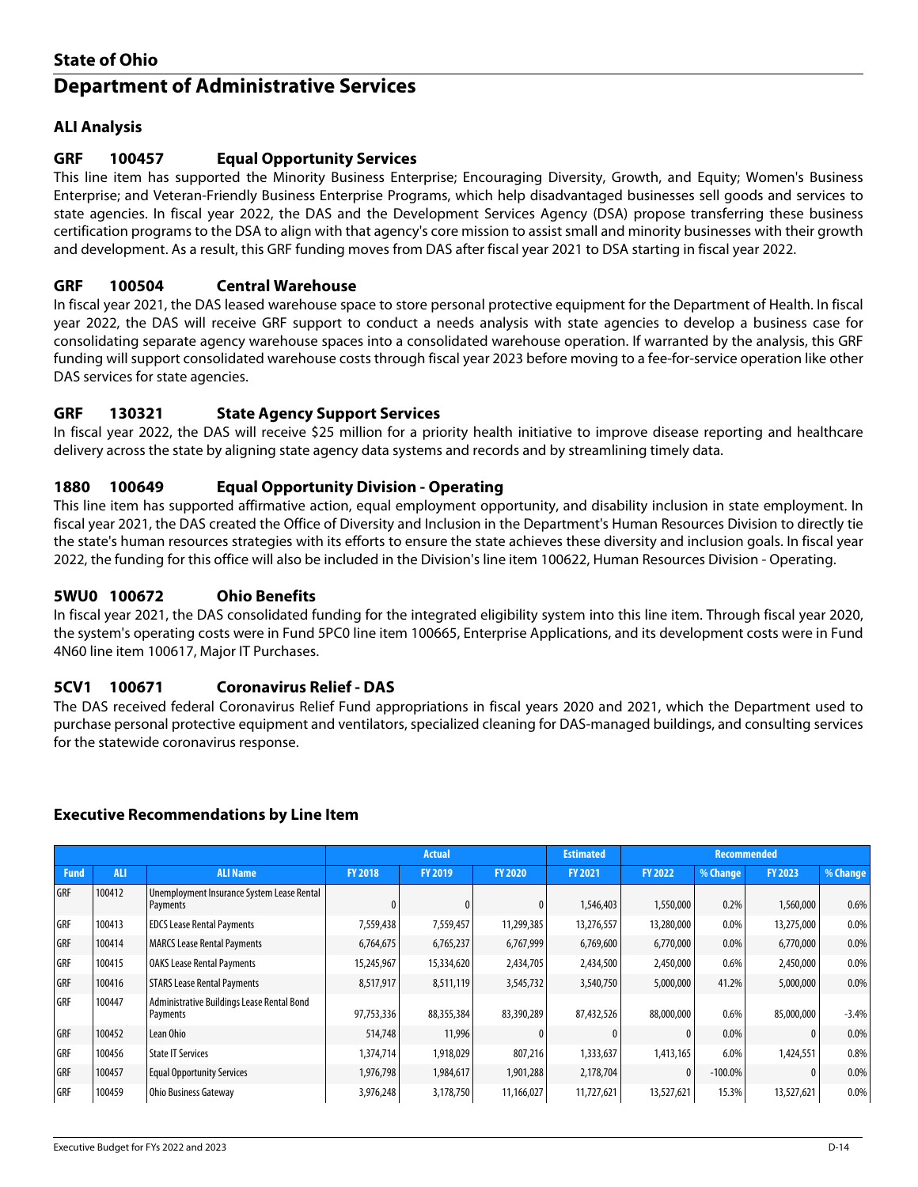# State of Ohio

# Department of Administrative Services

## ALI Analysis

### GRF 100457 Equal Opportunity Services

This line item has supported the Minority Business Enterprise; Encouraging Diversity, Growth, and Equity; Women's Business Enterprise; and Veteran-Friendly Business Enterprise Programs, which help disadvantaged businesses sell goods and services to state agencies. In fiscal year 2022, the DAS and the Development Services Agency (DSA) propose transferring these business certification programs to the DSA to align with that agency's core mission to assist small and minority businesses with their growth and development. As a result, this GRF funding moves from DAS after fiscal year 2021 to DSA starting in fiscal year 2022.

### GRF 100504 Central Warehouse

In fiscal year 2021, the DAS leased warehouse space to store personal protective equipment for the Department of Health. In fiscal year 2022, the DAS will receive GRF support to conduct a needs analysis with state agencies to develop a business case for consolidating separate agency warehouse spaces into a consolidated warehouse operation. If warranted by the analysis, this GRF funding will support consolidated warehouse costs through fiscal year 2023 before moving to a fee-for-service operation like other DAS services for state agencies.

### GRF 130321 State Agency Support Services

In fiscal year 2022, the DAS will receive $25 million for a priority health initiative to improve disease reporting and healthcare delivery across the state by aligning state agency data systems and records and by streamlining timely data.

### 1880 100649 Equal Opportunity Division - Operating

This line item has supported affirmative action, equal employment opportunity, and disability inclusion in state employment. In fiscal year 2021, the DAS created the Office of Diversity and Inclusion in the Department's Human Resources Division to directly tie the state's human resources strategies with its efforts to ensure the state achieves these diversity and inclusion goals. In fiscal year 2022, the funding for this office will also be included in the Division's line item 100622, Human Resources Division - Operating.

### 5WU0 100672 Ohio Benefits

In fiscal year 2021, the DAS consolidated funding for the integrated eligibility system into this line item. Through fiscal year 2020, the system's operating costs were in Fund 5PC0 line item 100665, Enterprise Applications, and its development costs were in Fund 4N60 line item 100617, Major IT Purchases.

### 5CV1 100671 Coronavirus Relief - DAS

The DAS received federal Coronavirus Relief Fund appropriations in fiscal years 2020 and 2021, which the Department used to purchase personal protective equipment and ventilators, specialized cleaning for DAS-managed buildings, and consulting services for the statewide coronavirus response.

## Executive Recommendations by Line Item

| | | | Actual | | | Estimated | Recommended | | | |
|---|---|---|---|---|---|---|---|---|---|---|
| Fund | ALI | ALI Name | FY 2018 | FY 2019 | FY 2020 | FY 2021 | FY 2022 | % Change | FY 2023 | % Change |
| GRF | 100412 | Unemployment Insurance System Lease Rental Payments | 0 | 0 | 0 | 1,546,403 | 1,550,000 | 0.2% | 1,560,000 | 0.6% |
| GRF | 100413 | EDCS Lease Rental Payments | 7,559,438 | 7,559,457 | 11,299,385 | 13,276,557 | 13,280,000 | 0.0% | 13,275,000 | 0.0% |
| GRF | 100414 | MARCS Lease Rental Payments | 6,764,675 | 6,765,237 | 6,767,999 | 6,769,600 | 6,770,000 | 0.0% | 6,770,000 | 0.0% |
| GRF | 100415 | OAKS Lease Rental Payments | 15,245,967 | 15,334,620 | 2,434,705 | 2,434,500 | 2,450,000 | 0.6% | 2,450,000 | 0.0% |
| GRF | 100416 | STARS Lease Rental Payments | 8,517,917 | 8,511,119 | 3,545,732 | 3,540,750 | 5,000,000 | 41.2% | 5,000,000 | 0.0% |
| GRF | 100447 | Administrative Buildings Lease Rental Bond Payments | 97,753,336 | 88,355,384 | 83,390,289 | 87,432,526 | 88,000,000 | 0.6% | 85,000,000 | -3.4% |
| GRF | 100452 | Lean Ohio | 514,748 | 11,996 | 0 | 0 | 0 | 0.0% | 0 | 0.0% |
| GRF | 100456 | State IT Services | 1,374,714 | 1,918,029 | 807,216 | 1,333,637 | 1,413,165 | 6.0% | 1,424,551 | 0.8% |
| GRF | 100457 | Equal Opportunity Services | 1,976,798 | 1,984,617 | 1,901,288 | 2,178,704 | 0 | -100.0% | 0 | 0.0% |
| GRF | 100459 | Ohio Business Gateway | 3,976,248 | 3,178,750 | 11,166,027 | 11,727,621 | 13,527,621 | 15.3% | 13,527,621 | 0.0% |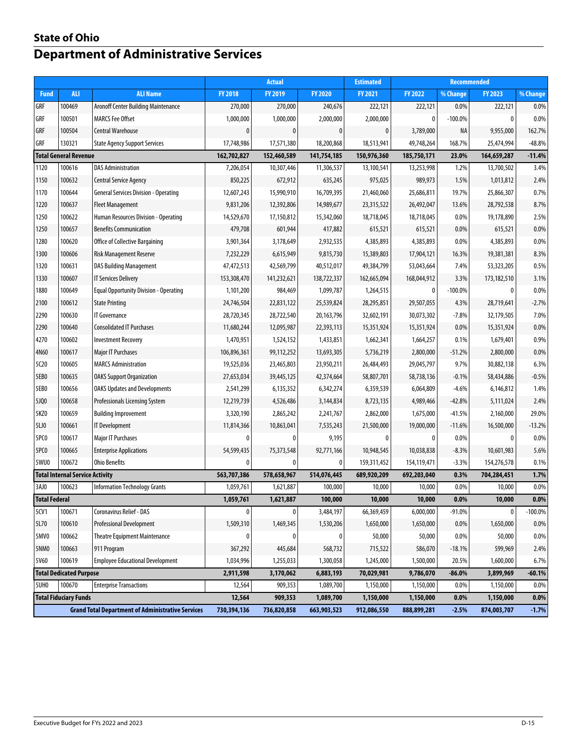## State of Ohio

# Department of Administrative Services

| | | | Actual | | | Estimated | Recommended | | | |
|---|---|---|---|---|---|---|---|---|---|---|
| Fund | ALI | ALI Name | FY 2018 | FY 2019 | FY 2020 | FY 2021 | FY 2022 | % Change | FY 2023 | % Change |
| GRF | 100469 | Aronoff Center Building Maintenance | 270,000 | 270,000 | 240,676 | 222,121 | 222,121 | 0.0% | 222,121 | 0.0% |
| GRF | 100501 | MARCS Fee Offset | 1,000,000 | 1,000,000 | 2,000,000 | 2,000,000 | 0 | -100.0% | 0 | 0.0% |
| GRF | 100504 | Central Warehouse | 0 | 0 | 0 | 0 | 3,789,000 | NA | 9,955,000 | 162.7% |
| GRF | 130321 | State Agency Support Services | 17,748,986 | 17,571,380 | 18,200,868 | 18,513,941 | 49,748,264 | 168.7% | 25,474,994 | -48.8% |
| **Total General Revenue** | | | **162,702,827** | **152,460,589** | **141,754,185** | **150,976,360** | **185,750,171** | **23.0%** | **164,659,287** | **-11.4%** |
| 1120 | 100616 | DAS Administration | 7,206,054 | 10,307,446 | 11,306,537 | 13,100,541 | 13,253,998 | 1.2% | 13,700,502 | 3.4% |
| 1150 | 100632 | Central Service Agency | 850,225 | 672,912 | 635,245 | 975,025 | 989,973 | 1.5% | 1,013,812 | 2.4% |
| 1170 | 100644 | General Services Division - Operating | 12,607,243 | 15,990,910 | 16,709,395 | 21,460,060 | 25,686,811 | 19.7% | 25,866,307 | 0.7% |
| 1220 | 100637 | Fleet Management | 9,831,206 | 12,392,806 | 14,989,677 | 23,315,522 | 26,492,047 | 13.6% | 28,792,538 | 8.7% |
| 1250 | 100622 | Human Resources Division - Operating | 14,529,670 | 17,150,812 | 15,342,060 | 18,718,045 | 18,718,045 | 0.0% | 19,178,890 | 2.5% |
| 1250 | 100657 | Benefits Communication | 479,708 | 601,944 | 417,882 | 615,521 | 615,521 | 0.0% | 615,521 | 0.0% |
| 1280 | 100620 | Office of Collective Bargaining | 3,901,364 | 3,178,649 | 2,932,535 | 4,385,893 | 4,385,893 | 0.0% | 4,385,893 | 0.0% |
| 1300 | 100606 | Risk Management Reserve | 7,232,229 | 6,615,949 | 9,815,730 | 15,389,803 | 17,904,121 | 16.3% | 19,381,381 | 8.3% |
| 1320 | 100631 | DAS Building Management | 47,472,513 | 42,569,799 | 40,512,017 | 49,384,799 | 53,043,664 | 7.4% | 53,323,205 | 0.5% |
| 1330 | 100607 | IT Services Delivery | 153,308,470 | 141,232,621 | 138,722,337 | 162,665,094 | 168,044,912 | 3.3% | 173,182,510 | 3.1% |
| 1880 | 100649 | Equal Opportunity Division - Operating | 1,101,200 | 984,469 | 1,099,787 | 1,264,515 | 0 | -100.0% | 0 | 0.0% |
| 2100 | 100612 | State Printing | 24,746,504 | 22,831,122 | 25,539,824 | 28,295,851 | 29,507,055 | 4.3% | 28,719,641 | -2.7% |
| 2290 | 100630 | IT Governance | 28,720,345 | 28,722,540 | 20,163,796 | 32,602,191 | 30,073,302 | -7.8% | 32,179,505 | 7.0% |
| 2290 | 100640 | Consolidated IT Purchases | 11,680,244 | 12,095,987 | 22,393,113 | 15,351,924 | 15,351,924 | 0.0% | 15,351,924 | 0.0% |
| 4270 | 100602 | Investment Recovery | 1,470,951 | 1,524,152 | 1,433,851 | 1,662,341 | 1,664,257 | 0.1% | 1,679,401 | 0.9% |
| 4N60 | 100617 | Major IT Purchases | 106,896,361 | 99,112,252 | 13,693,305 | 5,736,219 | 2,800,000 | -51.2% | 2,800,000 | 0.0% |
| 5C20 | 100605 | MARCS Administration | 19,525,036 | 23,465,803 | 23,950,211 | 26,484,493 | 29,045,797 | 9.7% | 30,882,138 | 6.3% |
| 5EB0 | 100635 | OAKS Support Organization | 27,653,034 | 39,445,125 | 42,374,664 | 58,807,701 | 58,738,136 | -0.1% | 58,434,886 | -0.5% |
| 5EB0 | 100656 | OAKS Updates and Developments | 2,541,299 | 6,135,352 | 6,342,274 | 6,359,539 | 6,064,809 | -4.6% | 6,146,812 | 1.4% |
| 5JQ0 | 100658 | Professionals Licensing System | 12,219,739 | 4,526,486 | 3,144,834 | 8,723,135 | 4,989,466 | -42.8% | 5,111,024 | 2.4% |
| 5KZ0 | 100659 | Building Improvement | 3,320,190 | 2,865,242 | 2,241,767 | 2,862,000 | 1,675,000 | -41.5% | 2,160,000 | 29.0% |
| 5LJ0 | 100661 | IT Development | 11,814,366 | 10,863,041 | 7,535,243 | 21,500,000 | 19,000,000 | -11.6% | 16,500,000 | -13.2% |
| 5PC0 | 100617 | Major IT Purchases | 0 | 0 | 9,195 | 0 | 0 | 0.0% | 0 | 0.0% |
| 5PC0 | 100665 | Enterprise Applications | 54,599,435 | 75,373,548 | 92,771,166 | 10,948,545 | 10,038,838 | -8.3% | 10,601,983 | 5.6% |
| 5WU0 | 100672 | Ohio Benefits | 0 | 0 | 0 | 159,311,452 | 154,119,471 | -3.3% | 154,276,578 | 0.1% |
| **Total Internal Service Activity** | | | **563,707,386** | **578,658,967** | **514,076,445** | **689,920,209** | **692,203,040** | **0.3%** | **704,284,451** | **1.7%** |
| 3AJ0 | 100623 | Information Technology Grants | 1,059,761 | 1,621,887 | 100,000 | 10,000 | 10,000 | 0.0% | 10,000 | 0.0% |
| **Total Federal** | | | **1,059,761** | **1,621,887** | **100,000** | **10,000** | **10,000** | **0.0%** | **10,000** | **0.0%** |
| 5CV1 | 100671 | Coronavirus Relief - DAS | 0 | 0 | 3,484,197 | 66,369,459 | 6,000,000 | -91.0% | 0 | -100.0% |
| 5L70 | 100610 | Professional Development | 1,509,310 | 1,469,345 | 1,530,206 | 1,650,000 | 1,650,000 | 0.0% | 1,650,000 | 0.0% |
| 5MV0 | 100662 | Theatre Equipment Maintenance | 0 | 0 | 0 | 50,000 | 50,000 | 0.0% | 50,000 | 0.0% |
| 5NM0 | 100663 | 911 Program | 367,292 | 445,684 | 568,732 | 715,522 | 586,070 | -18.1% | 599,969 | 2.4% |
| 5V60 | 100619 | Employee Educational Development | 1,034,996 | 1,255,033 | 1,300,058 | 1,245,000 | 1,500,000 | 20.5% | 1,600,000 | 6.7% |
| **Total Dedicated Purpose** | | | **2,911,598** | **3,170,062** | **6,883,193** | **70,029,981** | **9,786,070** | **-86.0%** | **3,899,969** | **-60.1%** |
| 5UH0 | 100670 | Enterprise Transactions | 12,564 | 909,353 | 1,089,700 | 1,150,000 | 1,150,000 | 0.0% | 1,150,000 | 0.0% |
| **Total Fiduciary Funds** | | | **12,564** | **909,353** | **1,089,700** | **1,150,000** | **1,150,000** | **0.0%** | **1,150,000** | **0.0%** |
| **Grand Total Department of Administrative Services** | | | **730,394,136** | **736,820,858** | **663,903,523** | **912,086,550** | **888,899,281** | **-2.5%** | **874,003,707** | **-1.7%** |